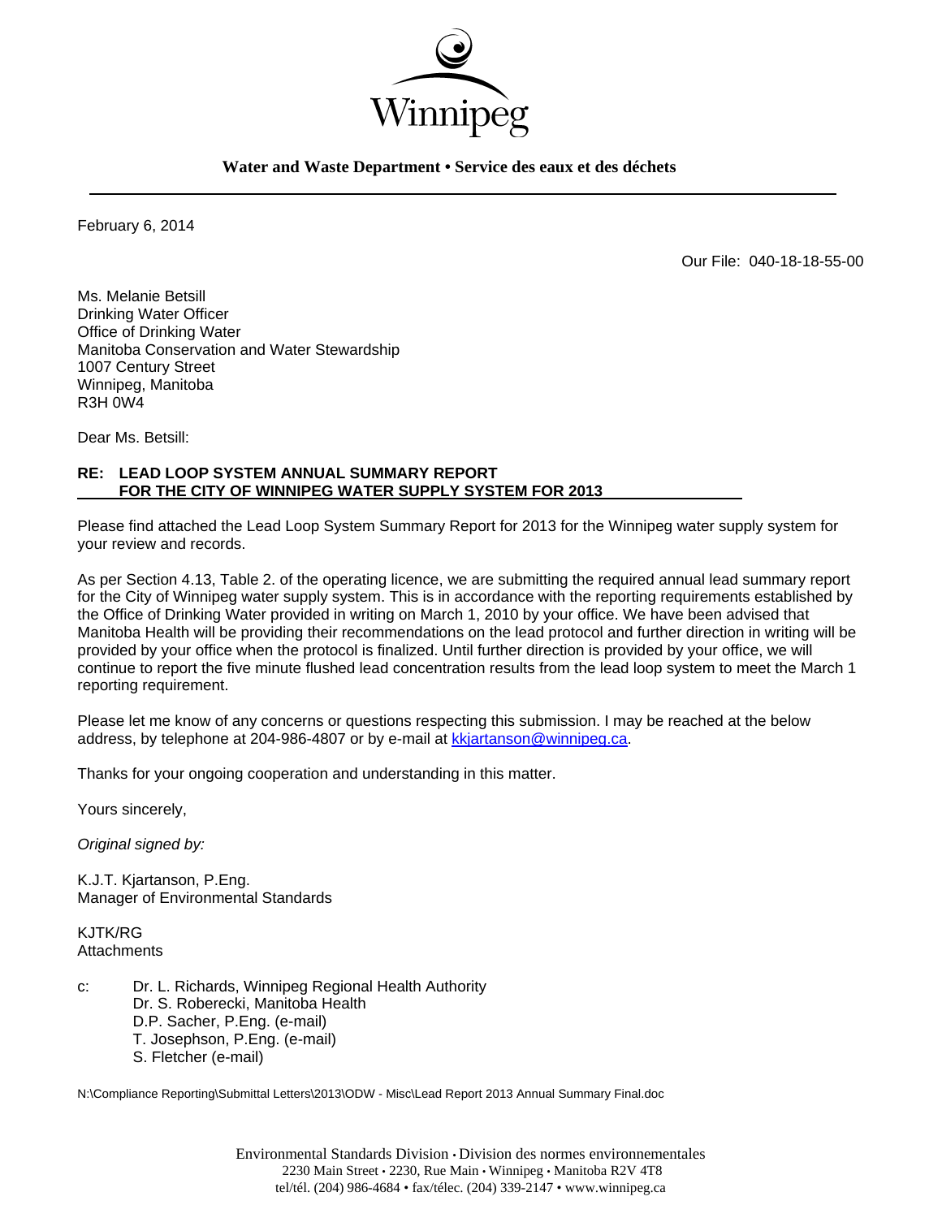Winnipeg

**Water and Waste Department • Service des eaux et des déchets**

---

February 6, 2014

Our File: 040-18-18-55-00

Ms. Melanie Betsill
Drinking Water Officer
Office of Drinking Water
Manitoba Conservation and Water Stewardship
1007 Century Street
Winnipeg, Manitoba
R3H 0W4

Dear Ms. Betsill:

**RE: LEAD LOOP SYSTEM ANNUAL SUMMARY REPORT FOR THE CITY OF WINNIPEG WATER SUPPLY SYSTEM FOR 2013**

Please find attached the Lead Loop System Summary Report for 2013 for the Winnipeg water supply system for your review and records.

As per Section 4.13, Table 2. of the operating licence, we are submitting the required annual lead summary report for the City of Winnipeg water supply system. This is in accordance with the reporting requirements established by the Office of Drinking Water provided in writing on March 1, 2010 by your office. We have been advised that Manitoba Health will be providing their recommendations on the lead protocol and further direction in writing will be provided by your office when the protocol is finalized. Until further direction is provided by your office, we will continue to report the five minute flushed lead concentration results from the lead loop system to meet the March 1 reporting requirement.

Please let me know of any concerns or questions respecting this submission. I may be reached at the below address, by telephone at 204-986-4807 or by e-mail at kkjartanson@winnipeg.ca.

Thanks for your ongoing cooperation and understanding in this matter.

Yours sincerely,

*Original signed by:*

K.J.T. Kjartanson, P.Eng.
Manager of Environmental Standards

KJTK/RG
Attachments

c: Dr. L. Richards, Winnipeg Regional Health Authority
Dr. S. Roberecki, Manitoba Health
D.P. Sacher, P.Eng. (e-mail)
T. Josephson, P.Eng. (e-mail)
S. Fletcher (e-mail)

N:\Compliance Reporting\Submittal Letters\2013\ODW - Misc\Lead Report 2013 Annual Summary Final.doc

Environmental Standards Division • Division des normes environnementales
2230 Main Street • 2230, Rue Main • Winnipeg • Manitoba R2V 4T8
tel/tél. (204) 986-4684 • fax/télec. (204) 339-2147 • www.winnipeg.ca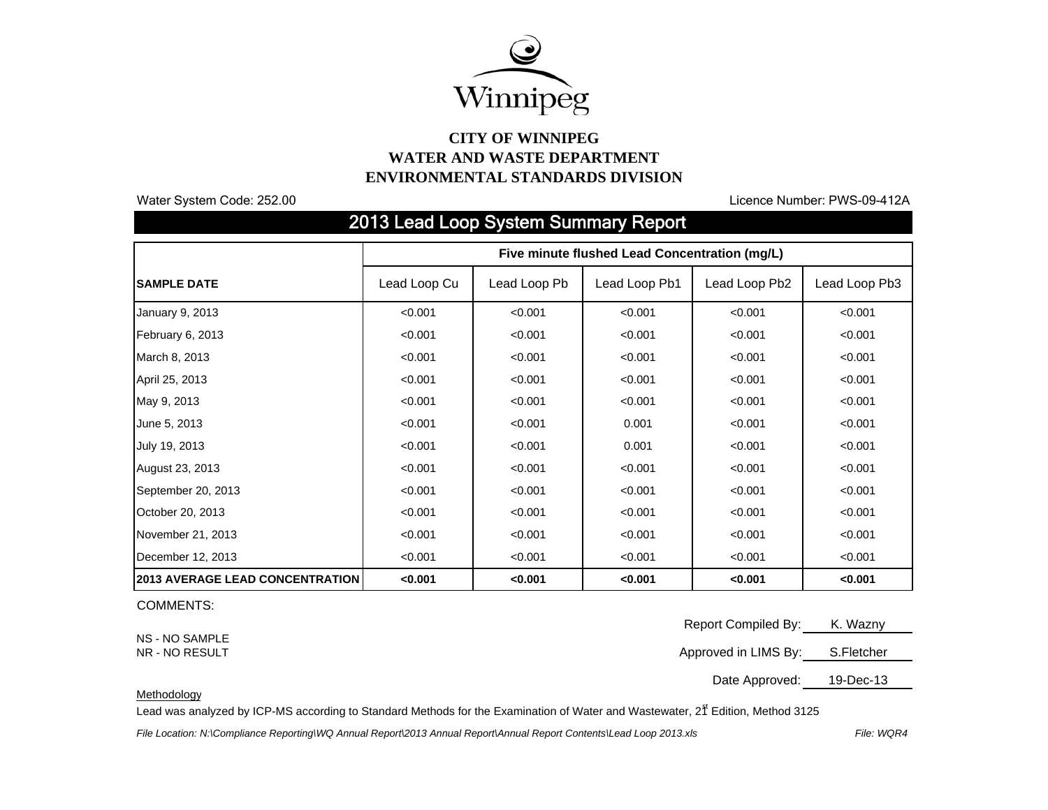Winnipeg

**CITY OF WINNIPEG**
**WATER AND WASTE DEPARTMENT**
**ENVIRONMENTAL STANDARDS DIVISION**

Water System Code: 252.00

Licence Number: PWS-09-412A

## 2013 Lead Loop System Summary Report

| | Five minute flushed Lead Concentration (mg/L) | | | | |
|---|---|---|---|---|---|
| **SAMPLE DATE** | Lead Loop Cu | Lead Loop Pb | Lead Loop Pb1 | Lead Loop Pb2 | Lead Loop Pb3 |
| January 9, 2013 | <0.001 | <0.001 | <0.001 | <0.001 | <0.001 |
| February 6, 2013 | <0.001 | <0.001 | <0.001 | <0.001 | <0.001 |
| March 8, 2013 | <0.001 | <0.001 | <0.001 | <0.001 | <0.001 |
| April 25, 2013 | <0.001 | <0.001 | <0.001 | <0.001 | <0.001 |
| May 9, 2013 | <0.001 | <0.001 | <0.001 | <0.001 | <0.001 |
| June 5, 2013 | <0.001 | <0.001 | 0.001 | <0.001 | <0.001 |
| July 19, 2013 | <0.001 | <0.001 | 0.001 | <0.001 | <0.001 |
| August 23, 2013 | <0.001 | <0.001 | <0.001 | <0.001 | <0.001 |
| September 20, 2013 | <0.001 | <0.001 | <0.001 | <0.001 | <0.001 |
| October 20, 2013 | <0.001 | <0.001 | <0.001 | <0.001 | <0.001 |
| November 21, 2013 | <0.001 | <0.001 | <0.001 | <0.001 | <0.001 |
| December 12, 2013 | <0.001 | <0.001 | <0.001 | <0.001 | <0.001 |
| **2013 AVERAGE LEAD CONCENTRATION** | **<0.001** | **<0.001** | **<0.001** | **<0.001** | **<0.001** |

COMMENTS:

NS - NO SAMPLE
NR - NO RESULT

Report Compiled By: K. Wazny

Approved in LIMS By: S.Fletcher

Date Approved: 19-Dec-13

Methodology

Lead was analyzed by ICP-MS according to Standard Methods for the Examination of Water and Wastewater, 21st Edition, Method 3125

*File Location: N:\Compliance Reporting\WQ Annual Report\2013 Annual Report\Annual Report Contents\Lead Loop 2013.xls*

*File: WQR4*